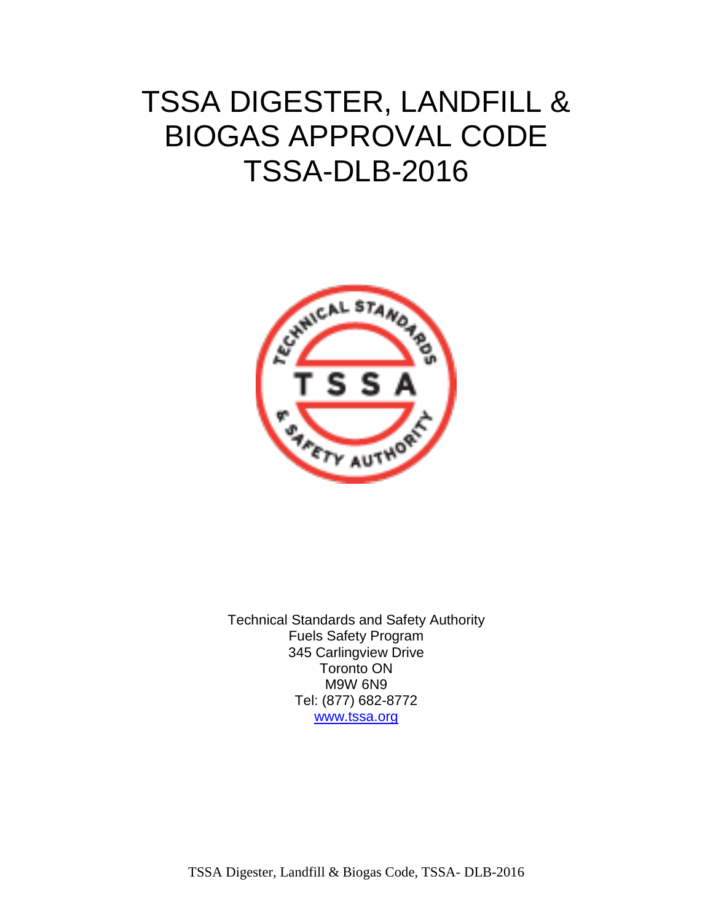# TSSA DIGESTER, LANDFILL & BIOGAS APPROVAL CODE TSSA-DLB-2016

Technical Standards and Safety Authority
Fuels Safety Program
345 Carlingview Drive
Toronto ON
M9W 6N9
Tel: (877) 682-8772
www.tssa.org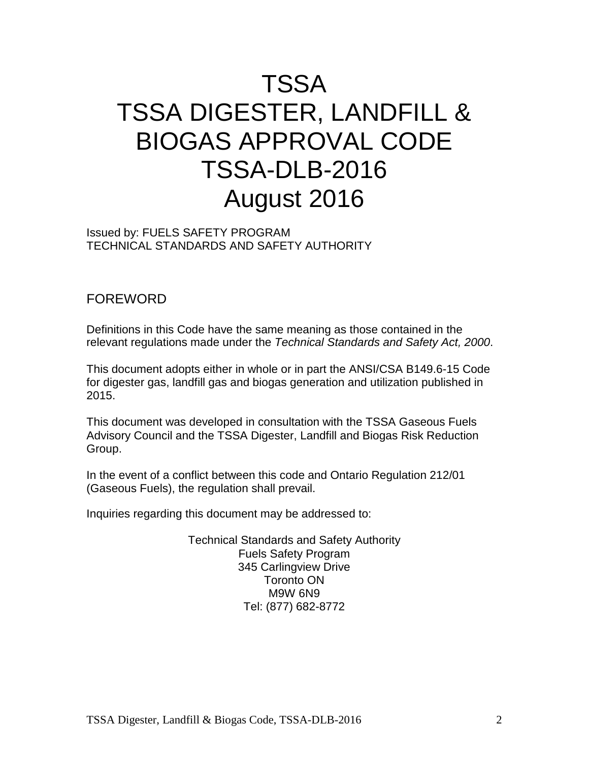# TSSA
# TSSA DIGESTER, LANDFILL & BIOGAS APPROVAL CODE
# TSSA-DLB-2016
# August 2016

Issued by: FUELS SAFETY PROGRAM
TECHNICAL STANDARDS AND SAFETY AUTHORITY

## FOREWORD

Definitions in this Code have the same meaning as those contained in the relevant regulations made under the *Technical Standards and Safety Act, 2000*.

This document adopts either in whole or in part the ANSI/CSA B149.6-15 Code for digester gas, landfill gas and biogas generation and utilization published in 2015.

This document was developed in consultation with the TSSA Gaseous Fuels Advisory Council and the TSSA Digester, Landfill and Biogas Risk Reduction Group.

In the event of a conflict between this code and Ontario Regulation 212/01 (Gaseous Fuels), the regulation shall prevail.

Inquiries regarding this document may be addressed to:

Technical Standards and Safety Authority
Fuels Safety Program
345 Carlingview Drive
Toronto ON
M9W 6N9
Tel: (877) 682-8772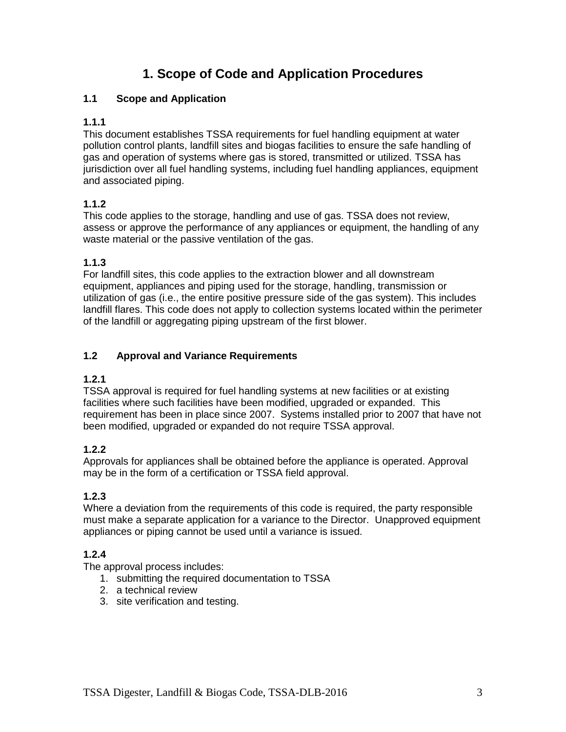# 1. Scope of Code and Application Procedures

## 1.1 Scope and Application

**1.1.1**
This document establishes TSSA requirements for fuel handling equipment at water pollution control plants, landfill sites and biogas facilities to ensure the safe handling of gas and operation of systems where gas is stored, transmitted or utilized. TSSA has jurisdiction over all fuel handling systems, including fuel handling appliances, equipment and associated piping.

**1.1.2**
This code applies to the storage, handling and use of gas. TSSA does not review, assess or approve the performance of any appliances or equipment, the handling of any waste material or the passive ventilation of the gas.

**1.1.3**
For landfill sites, this code applies to the extraction blower and all downstream equipment, appliances and piping used for the storage, handling, transmission or utilization of gas (i.e., the entire positive pressure side of the gas system). This includes landfill flares. This code does not apply to collection systems located within the perimeter of the landfill or aggregating piping upstream of the first blower.

## 1.2 Approval and Variance Requirements

**1.2.1**
TSSA approval is required for fuel handling systems at new facilities or at existing facilities where such facilities have been modified, upgraded or expanded. This requirement has been in place since 2007. Systems installed prior to 2007 that have not been modified, upgraded or expanded do not require TSSA approval.

**1.2.2**
Approvals for appliances shall be obtained before the appliance is operated. Approval may be in the form of a certification or TSSA field approval.

**1.2.3**
Where a deviation from the requirements of this code is required, the party responsible must make a separate application for a variance to the Director. Unapproved equipment appliances or piping cannot be used until a variance is issued.

**1.2.4**
The approval process includes:

1. submitting the required documentation to TSSA
2. a technical review
3. site verification and testing.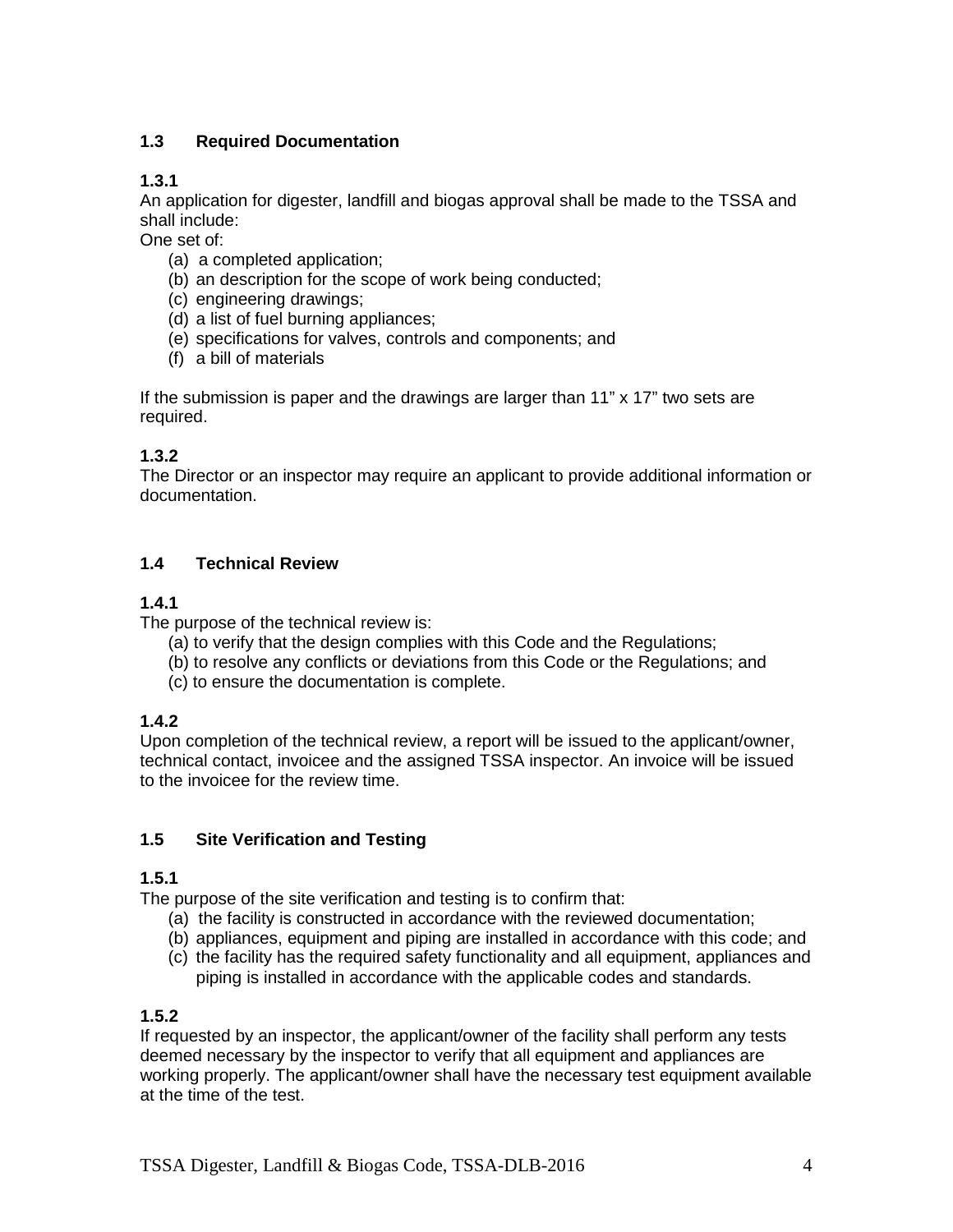## 1.3 Required Documentation

**1.3.1**

An application for digester, landfill and biogas approval shall be made to the TSSA and shall include:

One set of:

(a) a completed application;
(b) an description for the scope of work being conducted;
(c) engineering drawings;
(d) a list of fuel burning appliances;
(e) specifications for valves, controls and components; and
(f) a bill of materials

If the submission is paper and the drawings are larger than 11" x 17" two sets are required.

**1.3.2**

The Director or an inspector may require an applicant to provide additional information or documentation.

## 1.4 Technical Review

**1.4.1**

The purpose of the technical review is:

(a) to verify that the design complies with this Code and the Regulations;
(b) to resolve any conflicts or deviations from this Code or the Regulations; and
(c) to ensure the documentation is complete.

**1.4.2**

Upon completion of the technical review, a report will be issued to the applicant/owner, technical contact, invoicee and the assigned TSSA inspector. An invoice will be issued to the invoicee for the review time.

## 1.5 Site Verification and Testing

**1.5.1**

The purpose of the site verification and testing is to confirm that:

(a) the facility is constructed in accordance with the reviewed documentation;
(b) appliances, equipment and piping are installed in accordance with this code; and
(c) the facility has the required safety functionality and all equipment, appliances and piping is installed in accordance with the applicable codes and standards.

**1.5.2**

If requested by an inspector, the applicant/owner of the facility shall perform any tests deemed necessary by the inspector to verify that all equipment and appliances are working properly. The applicant/owner shall have the necessary test equipment available at the time of the test.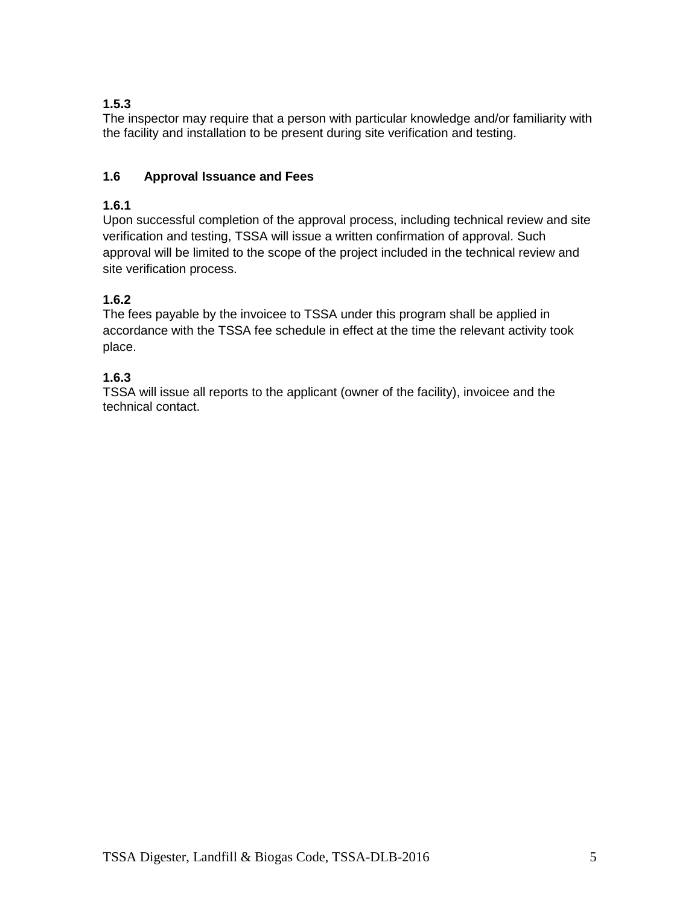**1.5.3**
The inspector may require that a person with particular knowledge and/or familiarity with the facility and installation to be present during site verification and testing.

## 1.6 Approval Issuance and Fees

**1.6.1**
Upon successful completion of the approval process, including technical review and site verification and testing, TSSA will issue a written confirmation of approval. Such approval will be limited to the scope of the project included in the technical review and site verification process.

**1.6.2**
The fees payable by the invoicee to TSSA under this program shall be applied in accordance with the TSSA fee schedule in effect at the time the relevant activity took place.

**1.6.3**
TSSA will issue all reports to the applicant (owner of the facility), invoicee and the technical contact.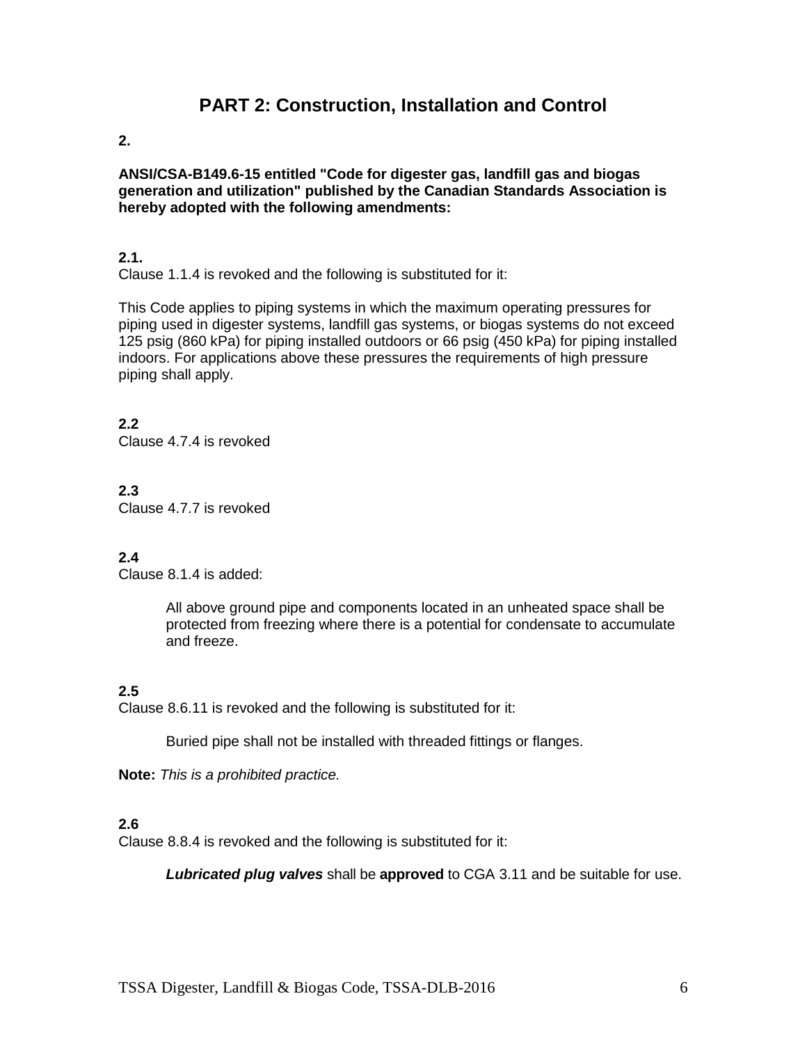# PART 2: Construction, Installation and Control

**2.**

**ANSI/CSA-B149.6-15 entitled "Code for digester gas, landfill gas and biogas generation and utilization" published by the Canadian Standards Association is hereby adopted with the following amendments:**

**2.1.**

Clause 1.1.4 is revoked and the following is substituted for it:

This Code applies to piping systems in which the maximum operating pressures for piping used in digester systems, landfill gas systems, or biogas systems do not exceed 125 psig (860 kPa) for piping installed outdoors or 66 psig (450 kPa) for piping installed indoors. For applications above these pressures the requirements of high pressure piping shall apply.

**2.2**

Clause 4.7.4 is revoked

**2.3**

Clause 4.7.7 is revoked

**2.4**

Clause 8.1.4 is added:

> All above ground pipe and components located in an unheated space shall be protected from freezing where there is a potential for condensate to accumulate and freeze.

**2.5**

Clause 8.6.11 is revoked and the following is substituted for it:

> Buried pipe shall not be installed with threaded fittings or flanges.

**Note:** *This is a prohibited practice.*

**2.6**

Clause 8.8.4 is revoked and the following is substituted for it:

> ***Lubricated plug valves*** shall be **approved** to CGA 3.11 and be suitable for use.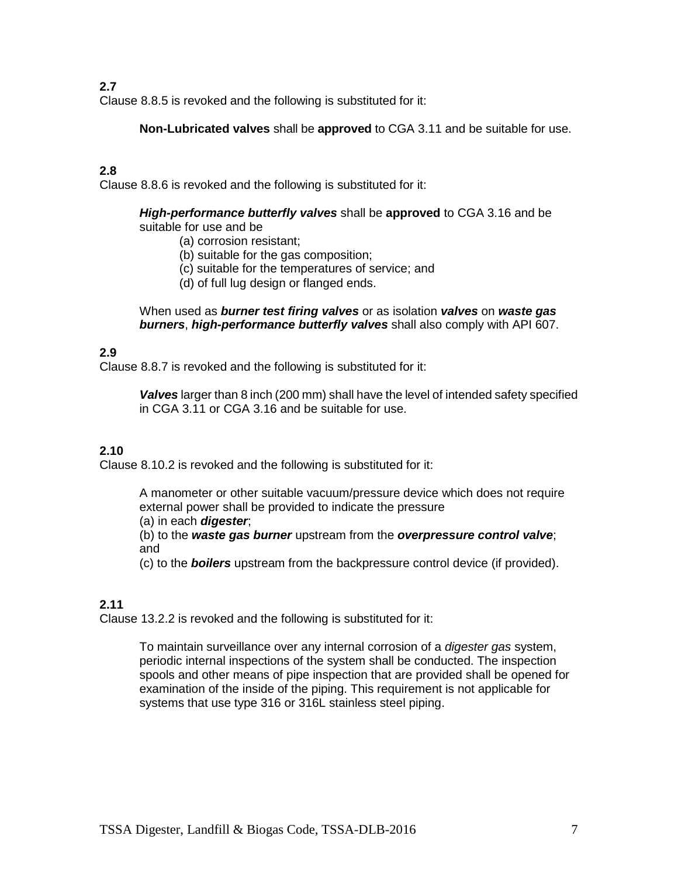**2.7**
Clause 8.8.5 is revoked and the following is substituted for it:

> **Non-Lubricated valves** shall be **approved** to CGA 3.11 and be suitable for use.

**2.8**
Clause 8.8.6 is revoked and the following is substituted for it:

> ***High-performance butterfly valves*** shall be **approved** to CGA 3.16 and be suitable for use and be
>
> (a) corrosion resistant;
> (b) suitable for the gas composition;
> (c) suitable for the temperatures of service; and
> (d) of full lug design or flanged ends.
>
> When used as ***burner test firing valves*** or as isolation ***valves*** on ***waste gas burners***, ***high-performance butterfly valves*** shall also comply with API 607.

**2.9**
Clause 8.8.7 is revoked and the following is substituted for it:

> ***Valves*** larger than 8 inch (200 mm) shall have the level of intended safety specified in CGA 3.11 or CGA 3.16 and be suitable for use.

**2.10**
Clause 8.10.2 is revoked and the following is substituted for it:

> A manometer or other suitable vacuum/pressure device which does not require external power shall be provided to indicate the pressure
> (a) in each ***digester***;
> (b) to the ***waste gas burner*** upstream from the ***overpressure control valve***; and
> (c) to the ***boilers*** upstream from the backpressure control device (if provided).

**2.11**
Clause 13.2.2 is revoked and the following is substituted for it:

> To maintain surveillance over any internal corrosion of a *digester gas* system, periodic internal inspections of the system shall be conducted. The inspection spools and other means of pipe inspection that are provided shall be opened for examination of the inside of the piping. This requirement is not applicable for systems that use type 316 or 316L stainless steel piping.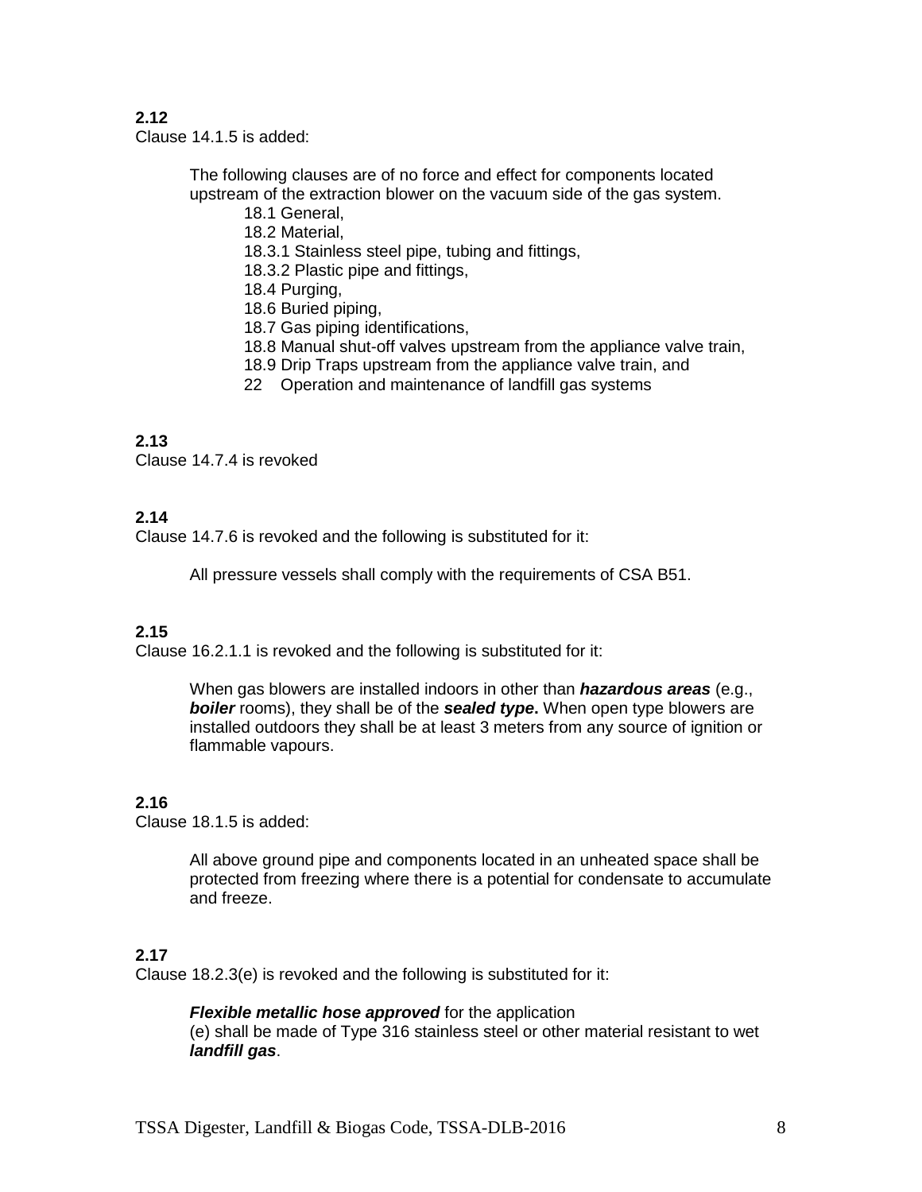**2.12**

Clause 14.1.5 is added:

> The following clauses are of no force and effect for components located upstream of the extraction blower on the vacuum side of the gas system.
>
> 18.1 General,
> 18.2 Material,
> 18.3.1 Stainless steel pipe, tubing and fittings,
> 18.3.2 Plastic pipe and fittings,
> 18.4 Purging,
> 18.6 Buried piping,
> 18.7 Gas piping identifications,
> 18.8 Manual shut-off valves upstream from the appliance valve train,
> 18.9 Drip Traps upstream from the appliance valve train, and
> 22 Operation and maintenance of landfill gas systems

**2.13**

Clause 14.7.4 is revoked

**2.14**

Clause 14.7.6 is revoked and the following is substituted for it:

> All pressure vessels shall comply with the requirements of CSA B51.

**2.15**

Clause 16.2.1.1 is revoked and the following is substituted for it:

> When gas blowers are installed indoors in other than ***hazardous areas*** (e.g., ***boiler*** rooms), they shall be of the ***sealed type*.** When open type blowers are installed outdoors they shall be at least 3 meters from any source of ignition or flammable vapours.

**2.16**

Clause 18.1.5 is added:

> All above ground pipe and components located in an unheated space shall be protected from freezing where there is a potential for condensate to accumulate and freeze.

**2.17**

Clause 18.2.3(e) is revoked and the following is substituted for it:

> ***Flexible metallic hose approved*** for the application
> (e) shall be made of Type 316 stainless steel or other material resistant to wet ***landfill gas***.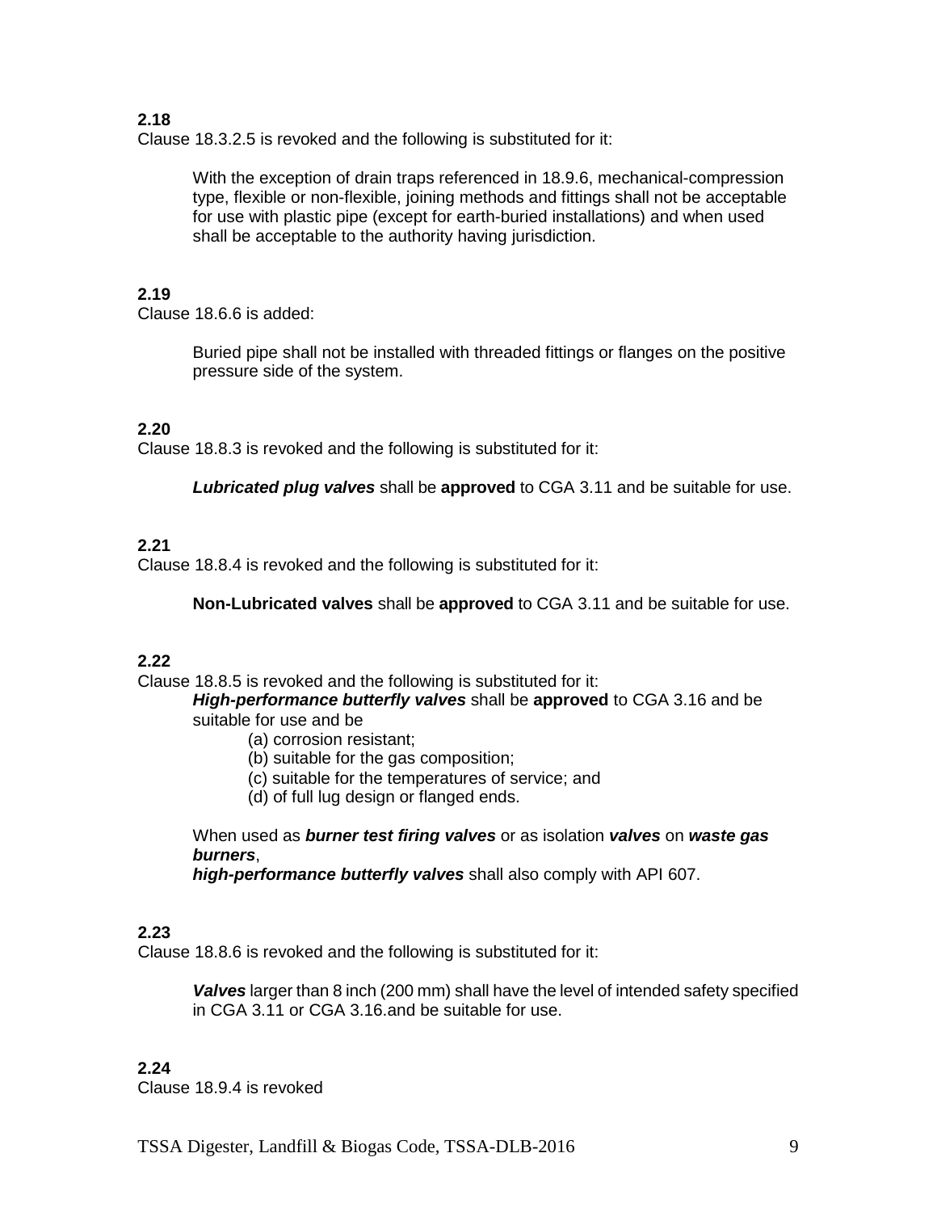**2.18**
Clause 18.3.2.5 is revoked and the following is substituted for it:

> With the exception of drain traps referenced in 18.9.6, mechanical-compression type, flexible or non-flexible, joining methods and fittings shall not be acceptable for use with plastic pipe (except for earth-buried installations) and when used shall be acceptable to the authority having jurisdiction.

**2.19**
Clause 18.6.6 is added:

> Buried pipe shall not be installed with threaded fittings or flanges on the positive pressure side of the system.

**2.20**
Clause 18.8.3 is revoked and the following is substituted for it:

> ***Lubricated plug valves*** shall be **approved** to CGA 3.11 and be suitable for use.

**2.21**
Clause 18.8.4 is revoked and the following is substituted for it:

> **Non-Lubricated valves** shall be **approved** to CGA 3.11 and be suitable for use.

**2.22**
Clause 18.8.5 is revoked and the following is substituted for it:

> ***High-performance butterfly valves*** shall be **approved** to CGA 3.16 and be suitable for use and be
>
> (a) corrosion resistant;
> (b) suitable for the gas composition;
> (c) suitable for the temperatures of service; and
> (d) of full lug design or flanged ends.
>
> When used as ***burner test firing valves*** or as isolation ***valves*** on ***waste gas burners***,
> ***high-performance butterfly valves*** shall also comply with API 607.

**2.23**
Clause 18.8.6 is revoked and the following is substituted for it:

> ***Valves*** larger than 8 inch (200 mm) shall have the level of intended safety specified in CGA 3.11 or CGA 3.16.and be suitable for use.

**2.24**
Clause 18.9.4 is revoked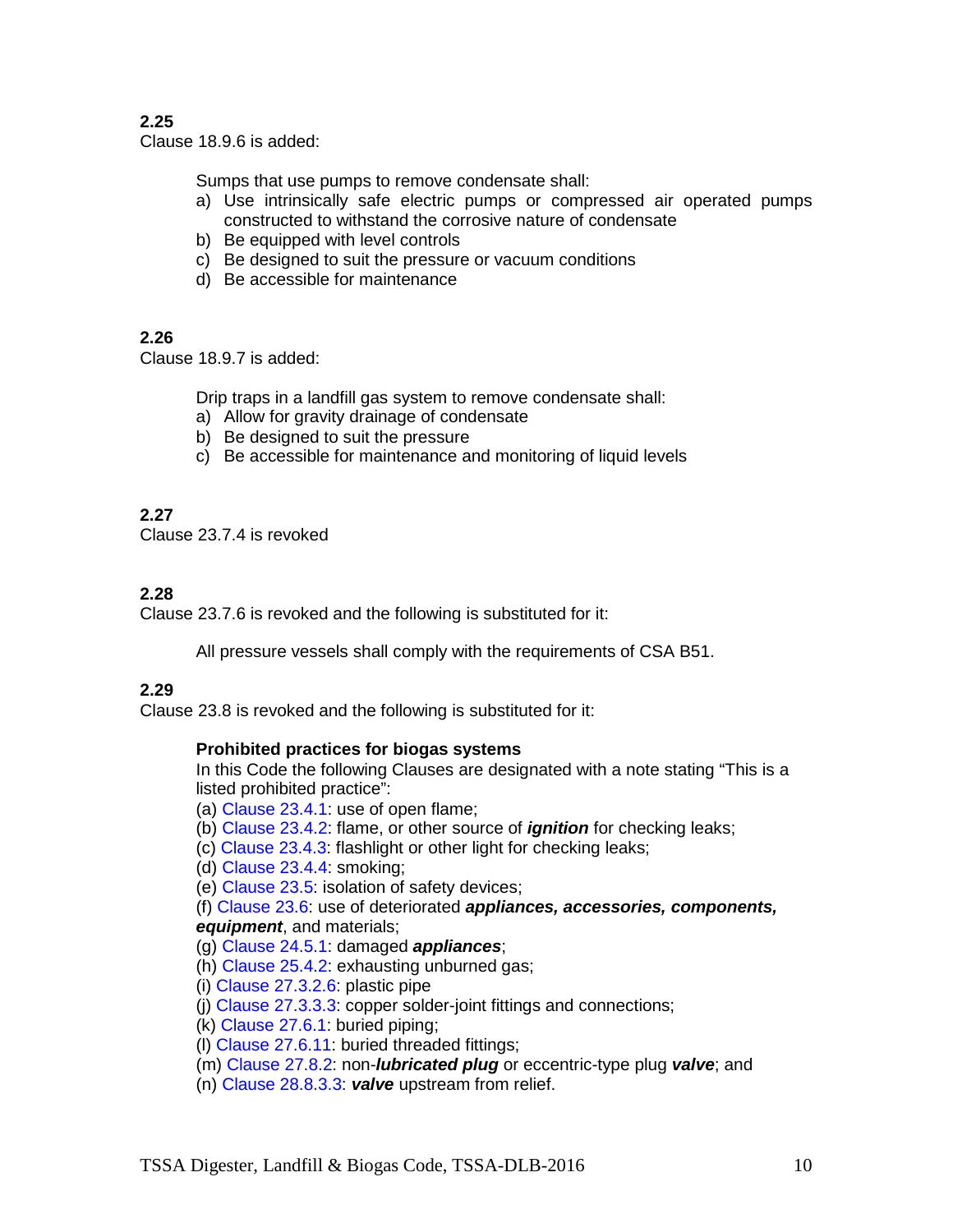**2.25**
Clause 18.9.6 is added:

Sumps that use pumps to remove condensate shall:
a) Use intrinsically safe electric pumps or compressed air operated pumps constructed to withstand the corrosive nature of condensate
b) Be equipped with level controls
c) Be designed to suit the pressure or vacuum conditions
d) Be accessible for maintenance

**2.26**
Clause 18.9.7 is added:

Drip traps in a landfill gas system to remove condensate shall:
a) Allow for gravity drainage of condensate
b) Be designed to suit the pressure
c) Be accessible for maintenance and monitoring of liquid levels

**2.27**
Clause 23.7.4 is revoked

**2.28**
Clause 23.7.6 is revoked and the following is substituted for it:

All pressure vessels shall comply with the requirements of CSA B51.

**2.29**
Clause 23.8 is revoked and the following is substituted for it:

**Prohibited practices for biogas systems**
In this Code the following Clauses are designated with a note stating “This is a listed prohibited practice”:
(a) Clause 23.4.1: use of open flame;
(b) Clause 23.4.2: flame, or other source of ***ignition*** for checking leaks;
(c) Clause 23.4.3: flashlight or other light for checking leaks;
(d) Clause 23.4.4: smoking;
(e) Clause 23.5: isolation of safety devices;
(f) Clause 23.6: use of deteriorated ***appliances, accessories, components, equipment***, and materials;
(g) Clause 24.5.1: damaged ***appliances***;
(h) Clause 25.4.2: exhausting unburned gas;
(i) Clause 27.3.2.6: plastic pipe
(j) Clause 27.3.3.3: copper solder-joint fittings and connections;
(k) Clause 27.6.1: buried piping;
(l) Clause 27.6.11: buried threaded fittings;
(m) Clause 27.8.2: non-***lubricated plug*** or eccentric-type plug ***valve***; and
(n) Clause 28.8.3.3: ***valve*** upstream from relief.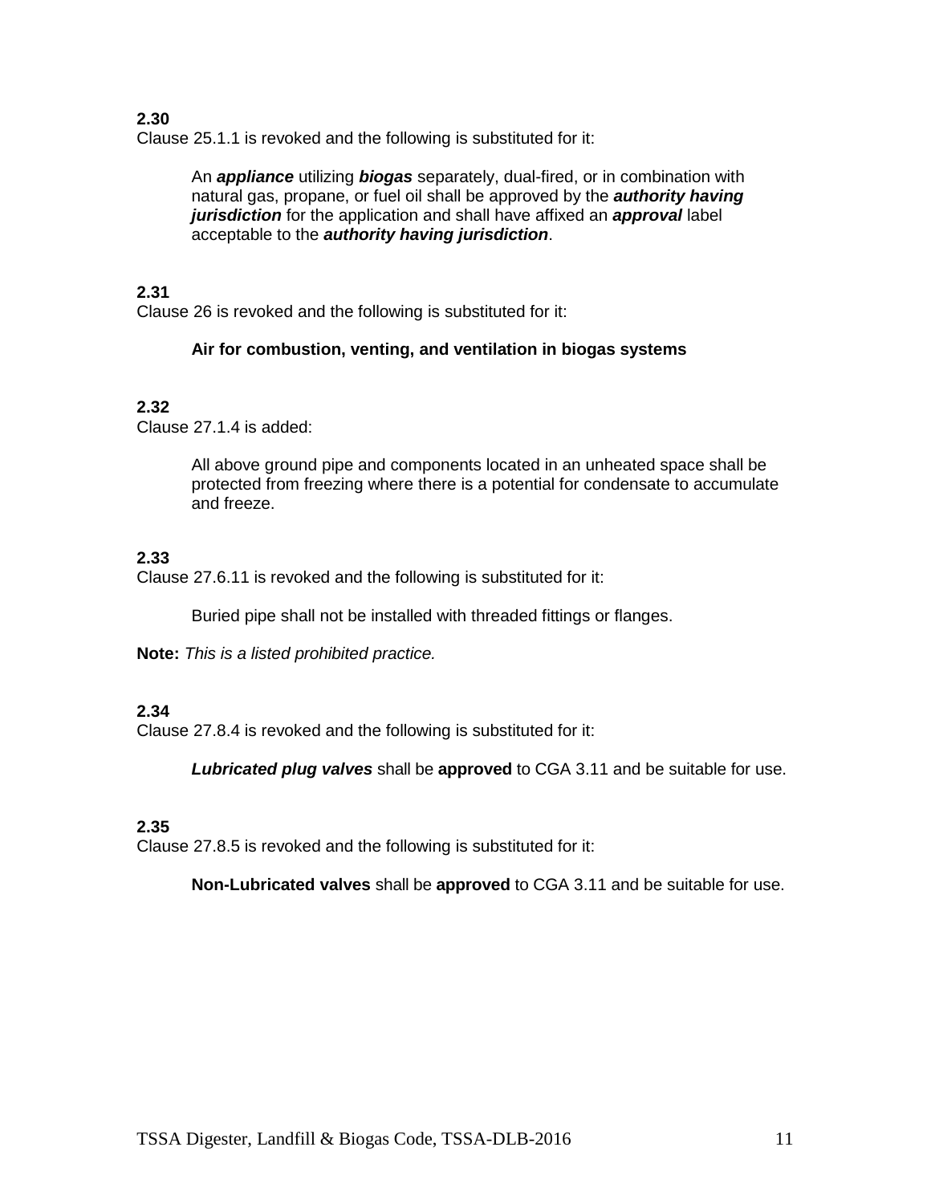**2.30**
Clause 25.1.1 is revoked and the following is substituted for it:

> An ***appliance*** utilizing ***biogas*** separately, dual-fired, or in combination with natural gas, propane, or fuel oil shall be approved by the ***authority having jurisdiction*** for the application and shall have affixed an ***approval*** label acceptable to the ***authority having jurisdiction***.

**2.31**
Clause 26 is revoked and the following is substituted for it:

> **Air for combustion, venting, and ventilation in biogas systems**

**2.32**
Clause 27.1.4 is added:

> All above ground pipe and components located in an unheated space shall be protected from freezing where there is a potential for condensate to accumulate and freeze.

**2.33**
Clause 27.6.11 is revoked and the following is substituted for it:

> Buried pipe shall not be installed with threaded fittings or flanges.

**Note:** *This is a listed prohibited practice.*

**2.34**
Clause 27.8.4 is revoked and the following is substituted for it:

> ***Lubricated plug valves*** shall be **approved** to CGA 3.11 and be suitable for use.

**2.35**
Clause 27.8.5 is revoked and the following is substituted for it:

> **Non-Lubricated valves** shall be **approved** to CGA 3.11 and be suitable for use.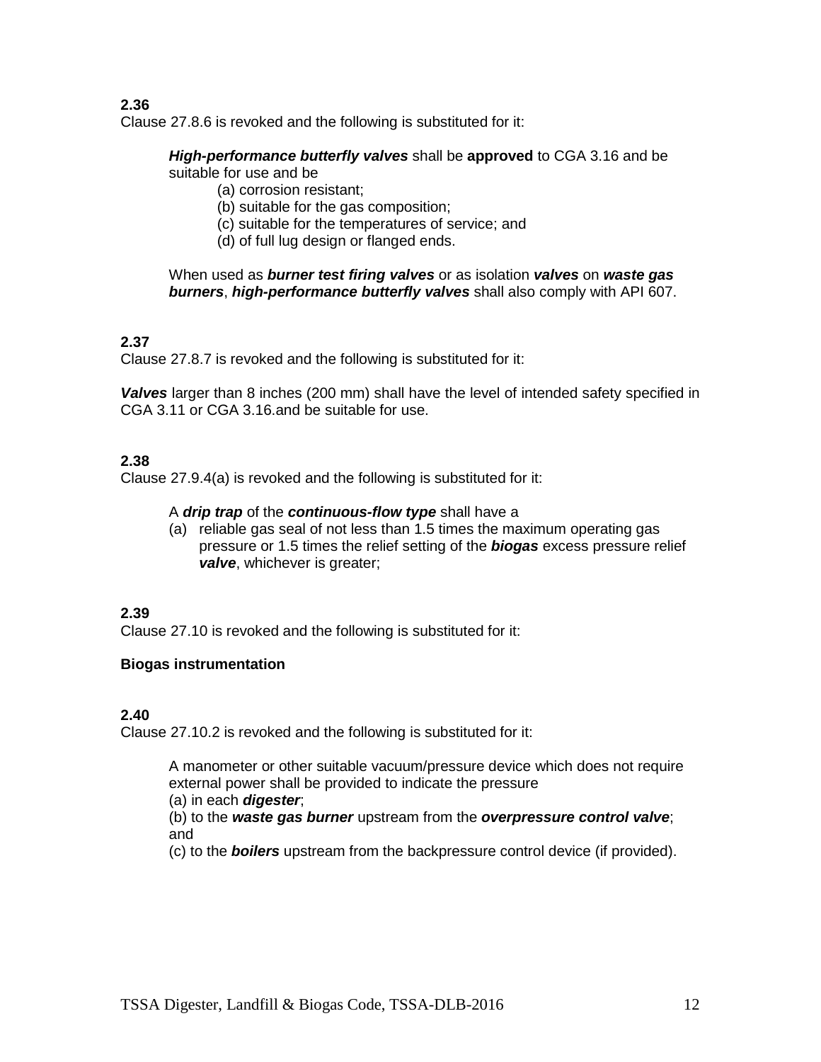**2.36**
Clause 27.8.6 is revoked and the following is substituted for it:

> ***High-performance butterfly valves*** shall be **approved** to CGA 3.16 and be suitable for use and be
>
> (a) corrosion resistant;
> (b) suitable for the gas composition;
> (c) suitable for the temperatures of service; and
> (d) of full lug design or flanged ends.
>
> When used as ***burner test firing valves*** or as isolation ***valves*** on ***waste gas burners***, ***high-performance butterfly valves*** shall also comply with API 607.

**2.37**
Clause 27.8.7 is revoked and the following is substituted for it:

***Valves*** larger than 8 inches (200 mm) shall have the level of intended safety specified in CGA 3.11 or CGA 3.16.and be suitable for use.

**2.38**
Clause 27.9.4(a) is revoked and the following is substituted for it:

> A ***drip trap*** of the ***continuous-flow type*** shall have a
>
> (a) reliable gas seal of not less than 1.5 times the maximum operating gas pressure or 1.5 times the relief setting of the ***biogas*** excess pressure relief ***valve***, whichever is greater;

**2.39**
Clause 27.10 is revoked and the following is substituted for it:

**Biogas instrumentation**

**2.40**
Clause 27.10.2 is revoked and the following is substituted for it:

> A manometer or other suitable vacuum/pressure device which does not require external power shall be provided to indicate the pressure
> (a) in each ***digester***;
> (b) to the ***waste gas burner*** upstream from the ***overpressure control valve***; and
> (c) to the ***boilers*** upstream from the backpressure control device (if provided).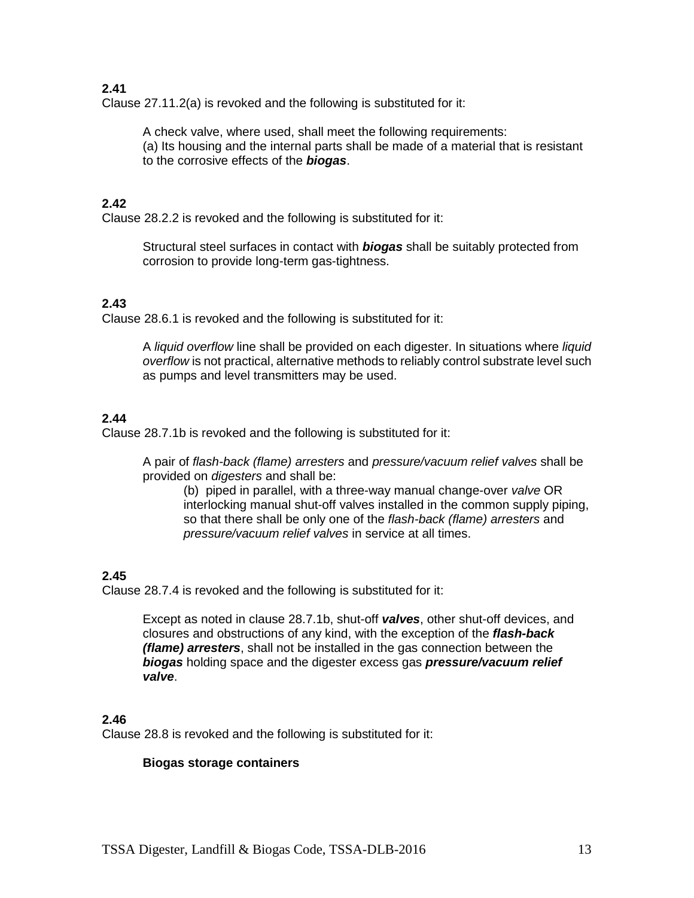**2.41**

Clause 27.11.2(a) is revoked and the following is substituted for it:

> A check valve, where used, shall meet the following requirements:
> (a) Its housing and the internal parts shall be made of a material that is resistant to the corrosive effects of the ***biogas***.

**2.42**

Clause 28.2.2 is revoked and the following is substituted for it:

> Structural steel surfaces in contact with ***biogas*** shall be suitably protected from corrosion to provide long-term gas-tightness.

**2.43**

Clause 28.6.1 is revoked and the following is substituted for it:

> A *liquid overflow* line shall be provided on each digester. In situations where *liquid overflow* is not practical, alternative methods to reliably control substrate level such as pumps and level transmitters may be used.

**2.44**

Clause 28.7.1b is revoked and the following is substituted for it:

> A pair of *flash-back (flame) arresters* and *pressure/vacuum relief valves* shall be provided on *digesters* and shall be:
>
> > (b) piped in parallel, with a three-way manual change-over *valve* OR interlocking manual shut-off valves installed in the common supply piping, so that there shall be only one of the *flash-back (flame) arresters* and *pressure/vacuum relief valves* in service at all times.

**2.45**

Clause 28.7.4 is revoked and the following is substituted for it:

> Except as noted in clause 28.7.1b, shut-off ***valves***, other shut-off devices, and closures and obstructions of any kind, with the exception of the ***flash-back (flame) arresters***, shall not be installed in the gas connection between the ***biogas*** holding space and the digester excess gas ***pressure/vacuum relief valve***.

**2.46**

Clause 28.8 is revoked and the following is substituted for it:

> **Biogas storage containers**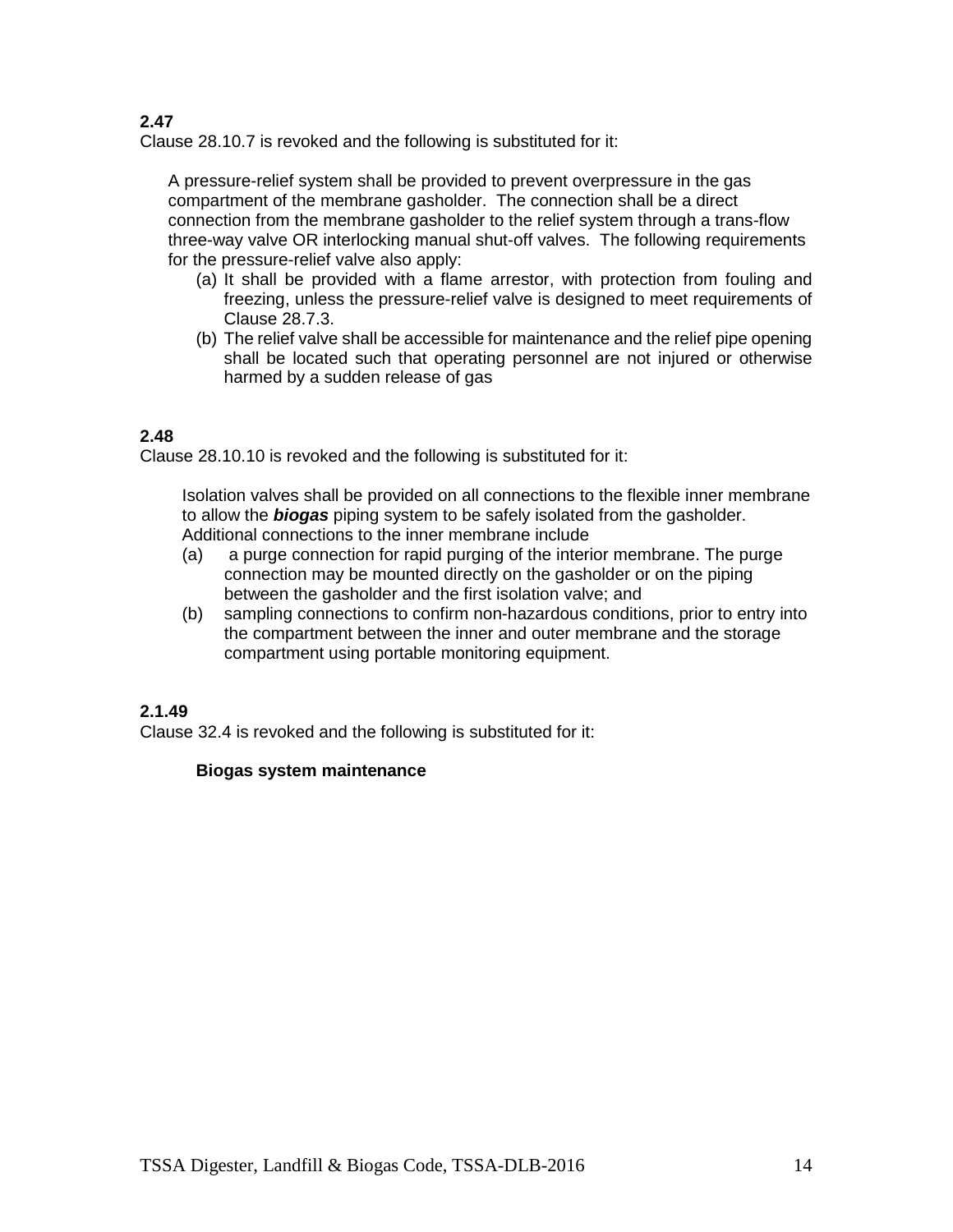**2.47**
Clause 28.10.7 is revoked and the following is substituted for it:

A pressure-relief system shall be provided to prevent overpressure in the gas compartment of the membrane gasholder. The connection shall be a direct connection from the membrane gasholder to the relief system through a trans-flow three-way valve OR interlocking manual shut-off valves. The following requirements for the pressure-relief valve also apply:

(a) It shall be provided with a flame arrestor, with protection from fouling and freezing, unless the pressure-relief valve is designed to meet requirements of Clause 28.7.3.
(b) The relief valve shall be accessible for maintenance and the relief pipe opening shall be located such that operating personnel are not injured or otherwise harmed by a sudden release of gas

**2.48**
Clause 28.10.10 is revoked and the following is substituted for it:

Isolation valves shall be provided on all connections to the flexible inner membrane to allow the ***biogas*** piping system to be safely isolated from the gasholder. Additional connections to the inner membrane include

(a) a purge connection for rapid purging of the interior membrane. The purge connection may be mounted directly on the gasholder or on the piping between the gasholder and the first isolation valve; and
(b) sampling connections to confirm non-hazardous conditions, prior to entry into the compartment between the inner and outer membrane and the storage compartment using portable monitoring equipment.

**2.1.49**
Clause 32.4 is revoked and the following is substituted for it:

**Biogas system maintenance**